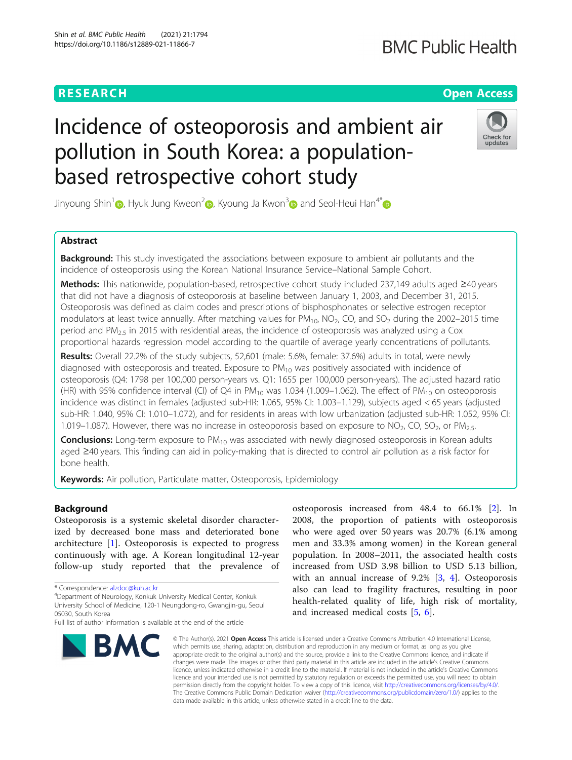RESEARCH

Open Access

# Incidence of osteoporosis and ambient air pollution in South Korea: a population-based retrospective cohort study

Jinyoung Shin[1], Hyuk Jung Kweon[2], Kyoung Ja Kwon[3] and Seol-Heui Han[4*]

## Abstract

**Background:** This study investigated the associations between exposure to ambient air pollutants and the incidence of osteoporosis using the Korean National Insurance Service–National Sample Cohort.

**Methods:** This nationwide, population-based, retrospective cohort study included 237,149 adults aged ≥40 years that did not have a diagnosis of osteoporosis at baseline between January 1, 2003, and December 31, 2015. Osteoporosis was defined as claim codes and prescriptions of bisphosphonates or selective estrogen receptor modulators at least twice annually. After matching values for $PM_{10}$, $NO_2$, CO, and $SO_2$ during the 2002–2015 time period and $PM_{2.5}$ in 2015 with residential areas, the incidence of osteoporosis was analyzed using a Cox proportional hazards regression model according to the quartile of average yearly concentrations of pollutants.

**Results:** Overall 22.2% of the study subjects, 52,601 (male: 5.6%, female: 37.6%) adults in total, were newly diagnosed with osteoporosis and treated. Exposure to $PM_{10}$ was positively associated with incidence of osteoporosis (Q4: 1798 per 100,000 person-years vs. Q1: 1655 per 100,000 person-years). The adjusted hazard ratio (HR) with 95% confidence interval (CI) of Q4 in $PM_{10}$ was 1.034 (1.009–1.062). The effect of $PM_{10}$ on osteoporosis incidence was distinct in females (adjusted sub-HR: 1.065, 95% CI: 1.003–1.129), subjects aged < 65 years (adjusted sub-HR: 1.040, 95% CI: 1.010–1.072), and for residents in areas with low urbanization (adjusted sub-HR: 1.052, 95% CI: 1.019–1.087). However, there was no increase in osteoporosis based on exposure to $NO_2$, CO, $SO_2$, or $PM_{2.5}$.

**Conclusions:** Long-term exposure to $PM_{10}$ was associated with newly diagnosed osteoporosis in Korean adults aged ≥40 years. This finding can aid in policy-making that is directed to control air pollution as a risk factor for bone health.

**Keywords:** Air pollution, Particulate matter, Osteoporosis, Epidemiology

## Background

Osteoporosis is a systemic skeletal disorder characterized by decreased bone mass and deteriorated bone architecture [1]. Osteoporosis is expected to progress continuously with age. A Korean longitudinal 12-year follow-up study reported that the prevalence of osteoporosis increased from 48.4 to 66.1% [2]. In 2008, the proportion of patients with osteoporosis who were aged over 50 years was 20.7% (6.1% among men and 33.3% among women) in the Korean general population. In 2008–2011, the associated health costs increased from USD 3.98 billion to USD 5.13 billion, with an annual increase of 9.2% [3, 4]. Osteoporosis also can lead to fragility fractures, resulting in poor health-related quality of life, high risk of mortality, and increased medical costs [5, 6].

\* Correspondence: alzdoc@kuh.ac.kr
[4]Department of Neurology, Konkuk University Medical Center, Konkuk University School of Medicine, 120-1 Neungdong-ro, Gwangjin-gu, Seoul 05030, South Korea
Full list of author information is available at the end of the article

© The Author(s). 2021 **Open Access** This article is licensed under a Creative Commons Attribution 4.0 International License, which permits use, sharing, adaptation, distribution and reproduction in any medium or format, as long as you give appropriate credit to the original author(s) and the source, provide a link to the Creative Commons licence, and indicate if changes were made. The images or other third party material in this article are included in the article's Creative Commons licence, unless indicated otherwise in a credit line to the material. If material is not included in the article's Creative Commons licence and your intended use is not permitted by statutory regulation or exceeds the permitted use, you will need to obtain permission directly from the copyright holder. To view a copy of this licence, visit http://creativecommons.org/licenses/by/4.0/. The Creative Commons Public Domain Dedication waiver (http://creativecommons.org/publicdomain/zero/1.0/) applies to the data made available in this article, unless otherwise stated in a credit line to the data.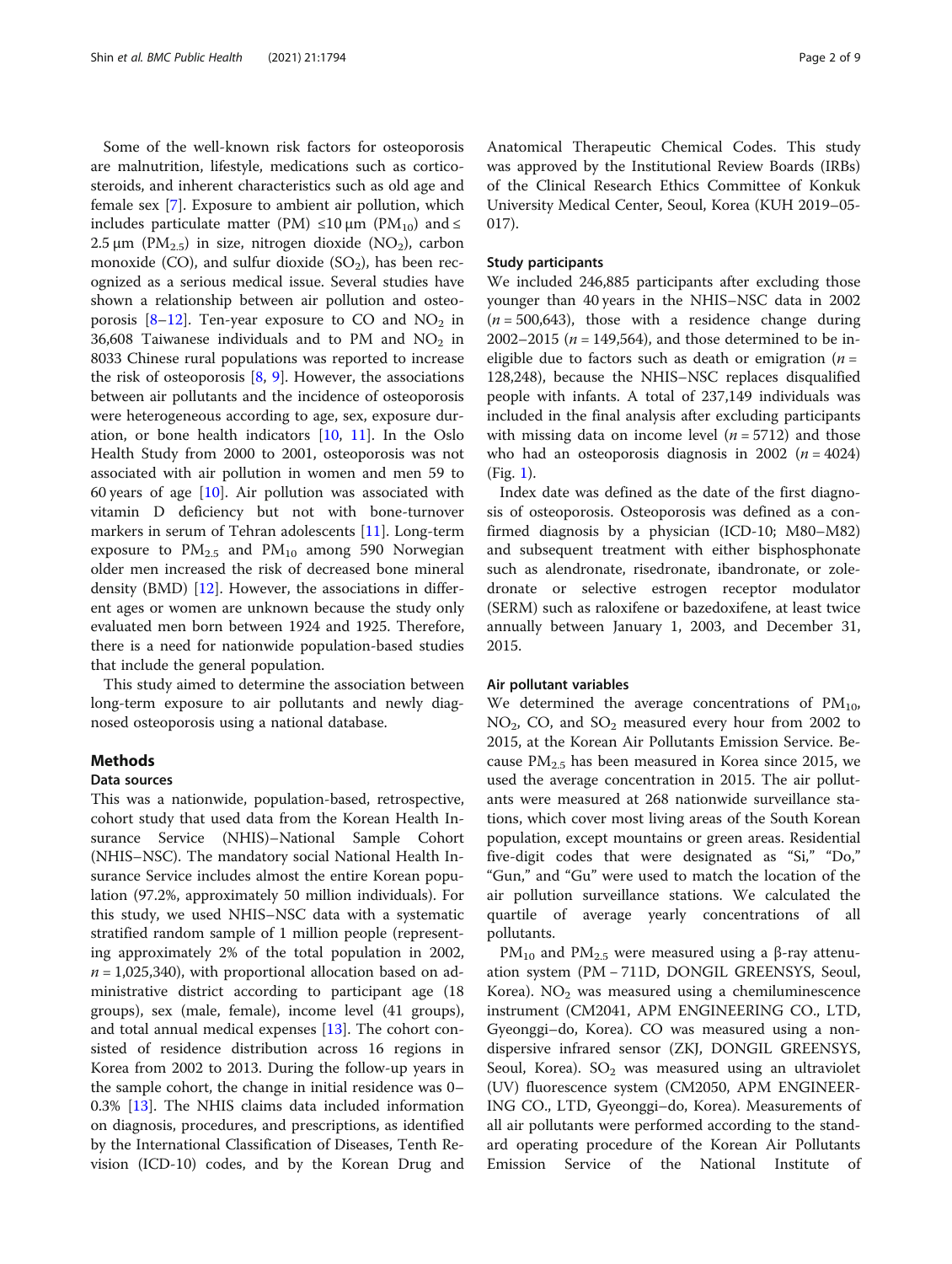Some of the well-known risk factors for osteoporosis are malnutrition, lifestyle, medications such as corticosteroids, and inherent characteristics such as old age and female sex [7]. Exposure to ambient air pollution, which includes particulate matter (PM) ≤10 μm ($PM_{10}$) and ≤ 2.5 μm ($PM_{2.5}$) in size, nitrogen dioxide ($NO_2$), carbon monoxide (CO), and sulfur dioxide ($SO_2$), has been recognized as a serious medical issue. Several studies have shown a relationship between air pollution and osteoporosis [8–12]. Ten-year exposure to CO and $NO_2$ in 36,608 Taiwanese individuals and to PM and $NO_2$ in 8033 Chinese rural populations was reported to increase the risk of osteoporosis [8, 9]. However, the associations between air pollutants and the incidence of osteoporosis were heterogeneous according to age, sex, exposure duration, or bone health indicators [10, 11]. In the Oslo Health Study from 2000 to 2001, osteoporosis was not associated with air pollution in women and men 59 to 60 years of age [10]. Air pollution was associated with vitamin D deficiency but not with bone-turnover markers in serum of Tehran adolescents [11]. Long-term exposure to $PM_{2.5}$ and $PM_{10}$ among 590 Norwegian older men increased the risk of decreased bone mineral density (BMD) [12]. However, the associations in different ages or women are unknown because the study only evaluated men born between 1924 and 1925. Therefore, there is a need for nationwide population-based studies that include the general population.

This study aimed to determine the association between long-term exposure to air pollutants and newly diagnosed osteoporosis using a national database.

## Methods

### Data sources

This was a nationwide, population-based, retrospective, cohort study that used data from the Korean Health Insurance Service (NHIS)–National Sample Cohort (NHIS–NSC). The mandatory social National Health Insurance Service includes almost the entire Korean population (97.2%, approximately 50 million individuals). For this study, we used NHIS–NSC data with a systematic stratified random sample of 1 million people (representing approximately 2% of the total population in 2002, $n$ = 1,025,340), with proportional allocation based on administrative district according to participant age (18 groups), sex (male, female), income level (41 groups), and total annual medical expenses [13]. The cohort consisted of residence distribution across 16 regions in Korea from 2002 to 2013. During the follow-up years in the sample cohort, the change in initial residence was 0–0.3% [13]. The NHIS claims data included information on diagnosis, procedures, and prescriptions, as identified by the International Classification of Diseases, Tenth Revision (ICD-10) codes, and by the Korean Drug and Anatomical Therapeutic Chemical Codes. This study was approved by the Institutional Review Boards (IRBs) of the Clinical Research Ethics Committee of Konkuk University Medical Center, Seoul, Korea (KUH 2019–05-017).

### Study participants

We included 246,885 participants after excluding those younger than 40 years in the NHIS–NSC data in 2002 ($n$ = 500,643), those with a residence change during 2002–2015 ($n$ = 149,564), and those determined to be ineligible due to factors such as death or emigration ($n$ = 128,248), because the NHIS–NSC replaces disqualified people with infants. A total of 237,149 individuals was included in the final analysis after excluding participants with missing data on income level ($n$ = 5712) and those who had an osteoporosis diagnosis in 2002 ($n$ = 4024) (Fig. 1).

Index date was defined as the date of the first diagnosis of osteoporosis. Osteoporosis was defined as a confirmed diagnosis by a physician (ICD-10; M80–M82) and subsequent treatment with either bisphosphonate such as alendronate, risedronate, ibandronate, or zoledronate or selective estrogen receptor modulator (SERM) such as raloxifene or bazedoxifene, at least twice annually between January 1, 2003, and December 31, 2015.

### Air pollutant variables

We determined the average concentrations of $PM_{10}$, $NO_2$, CO, and $SO_2$ measured every hour from 2002 to 2015, at the Korean Air Pollutants Emission Service. Because $PM_{2.5}$ has been measured in Korea since 2015, we used the average concentration in 2015. The air pollutants were measured at 268 nationwide surveillance stations, which cover most living areas of the South Korean population, except mountains or green areas. Residential five-digit codes that were designated as "Si," "Do," "Gun," and "Gu" were used to match the location of the air pollution surveillance stations. We calculated the quartile of average yearly concentrations of all pollutants.

$PM_{10}$ and $PM_{2.5}$ were measured using a β-ray attenuation system (PM – 711D, DONGIL GREENSYS, Seoul, Korea). $NO_2$ was measured using a chemiluminescence instrument (CM2041, APM ENGINEERING CO., LTD, Gyeonggi–do, Korea). CO was measured using a non-dispersive infrared sensor (ZKJ, DONGIL GREENSYS, Seoul, Korea). $SO_2$ was measured using an ultraviolet (UV) fluorescence system (CM2050, APM ENGINEERING CO., LTD, Gyeonggi–do, Korea). Measurements of all air pollutants were performed according to the standard operating procedure of the Korean Air Pollutants Emission Service of the National Institute of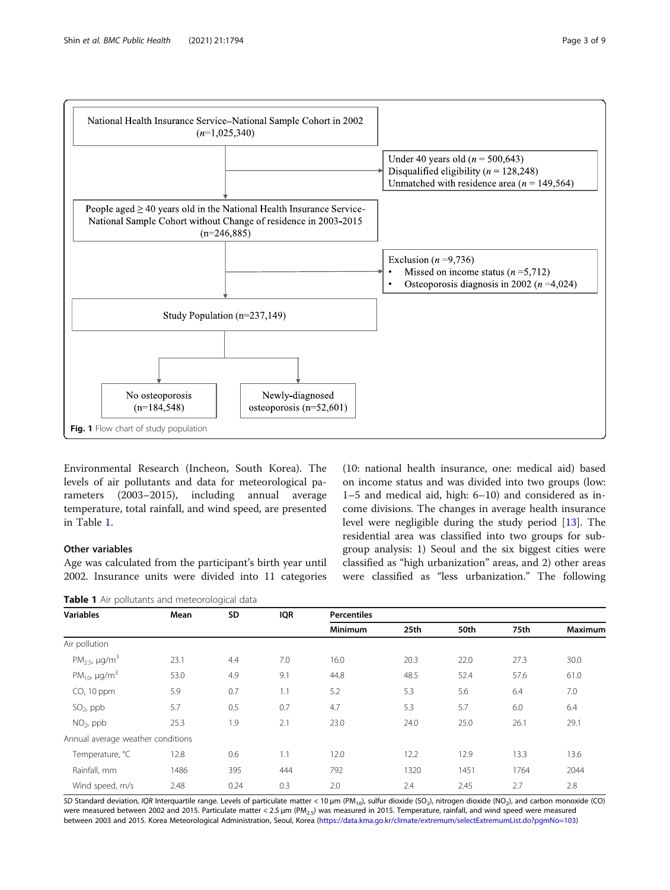National Health Insurance Service–National Sample Cohort in 2002 ($n$=1,025,340)

Under 40 years old ($n$ = 500,643)
Disqualified eligibility ($n$ = 128,248)
Unmatched with residence area ($n$ = 149,564)

People aged ≥ 40 years old in the National Health Insurance Service-National Sample Cohort without Change of residence in 2003-2015 (n=246,885)

Exclusion ($n$ =9,736)

- Missed on income status ($n$ =5,712)
- Osteoporosis diagnosis in 2002 ($n$ =4,024)

Study Population (n=237,149)

No osteoporosis (n=184,548)

Newly-diagnosed osteoporosis (n=52,601)

**Fig. 1** Flow chart of study population

Environmental Research (Incheon, South Korea). The levels of air pollutants and data for meteorological parameters (2003–2015), including annual average temperature, total rainfall, and wind speed, are presented in Table 1.

### Other variables

Age was calculated from the participant's birth year until 2002. Insurance units were divided into 11 categories (10: national health insurance, one: medical aid) based on income status and was divided into two groups (low: 1–5 and medical aid, high: 6–10) and considered as income divisions. The changes in average health insurance level were negligible during the study period [13]. The residential area was classified into two groups for subgroup analysis: 1) Seoul and the six biggest cities were classified as "high urbanization" areas, and 2) other areas were classified as "less urbanization." The following

**Table 1** Air pollutants and meteorological data

| Variables | Mean | SD | IQR | Percentiles | | | | |
|---|---|---|---|---|---|---|---|---|
| | | | | Minimum | 25th | 50th | 75th | Maximum |
| Air pollution | | | | | | | | |
| $PM_{2.5}$, μg/m$^3$ | 23.1 | 4.4 | 7.0 | 16.0 | 20.3 | 22.0 | 27.3 | 30.0 |
| $PM_{10}$, μg/m$^3$ | 53.0 | 4.9 | 9.1 | 44.8 | 48.5 | 52.4 | 57.6 | 61.0 |
| CO, 10 ppm | 5.9 | 0.7 | 1.1 | 5.2 | 5.3 | 5.6 | 6.4 | 7.0 |
| $SO_2$, ppb | 5.7 | 0.5 | 0.7 | 4.7 | 5.3 | 5.7 | 6.0 | 6.4 |
| $NO_2$, ppb | 25.3 | 1.9 | 2.1 | 23.0 | 24.0 | 25.0 | 26.1 | 29.1 |
| Annual average weather conditions | | | | | | | | |
| Temperature, °C | 12.8 | 0.6 | 1.1 | 12.0 | 12.2 | 12.9 | 13.3 | 13.6 |
| Rainfall, mm | 1486 | 395 | 444 | 792 | 1320 | 1451 | 1764 | 2044 |
| Wind speed, m/s | 2.48 | 0.24 | 0.3 | 2.0 | 2.4 | 2.45 | 2.7 | 2.8 |

*SD* Standard deviation, *IQR* Interquartile range. Levels of particulate matter < 10 μm ($PM_{10}$), sulfur dioxide ($SO_2$), nitrogen dioxide ($NO_2$), and carbon monoxide (CO) were measured between 2002 and 2015. Particulate matter < 2.5 μm ($PM_{2.5}$) was measured in 2015. Temperature, rainfall, and wind speed were measured between 2003 and 2015. Korea Meteorological Administration, Seoul, Korea (https://data.kma.go.kr/climate/extremum/selectExtremumList.do?pgmNo=103)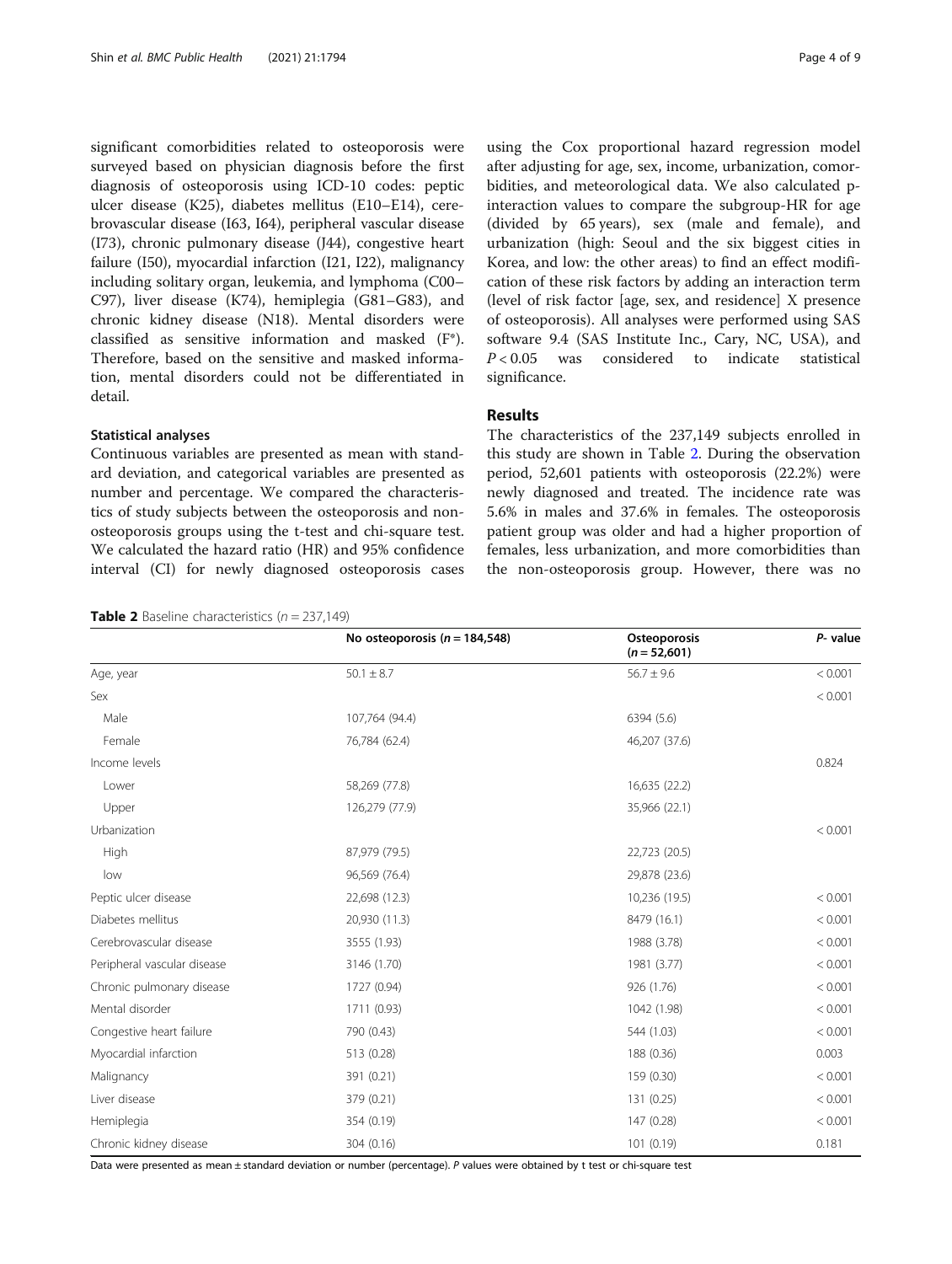significant comorbidities related to osteoporosis were surveyed based on physician diagnosis before the first diagnosis of osteoporosis using ICD-10 codes: peptic ulcer disease (K25), diabetes mellitus (E10–E14), cerebrovascular disease (I63, I64), peripheral vascular disease (I73), chronic pulmonary disease (J44), congestive heart failure (I50), myocardial infarction (I21, I22), malignancy including solitary organ, leukemia, and lymphoma (C00–C97), liver disease (K74), hemiplegia (G81–G83), and chronic kidney disease (N18). Mental disorders were classified as sensitive information and masked (F*). Therefore, based on the sensitive and masked information, mental disorders could not be differentiated in detail.

### Statistical analyses

Continuous variables are presented as mean with standard deviation, and categorical variables are presented as number and percentage. We compared the characteristics of study subjects between the osteoporosis and non-osteoporosis groups using the t-test and chi-square test. We calculated the hazard ratio (HR) and 95% confidence interval (CI) for newly diagnosed osteoporosis cases using the Cox proportional hazard regression model after adjusting for age, sex, income, urbanization, comorbidities, and meteorological data. We also calculated p-interaction values to compare the subgroup-HR for age (divided by 65 years), sex (male and female), and urbanization (high: Seoul and the six biggest cities in Korea, and low: the other areas) to find an effect modification of these risk factors by adding an interaction term (level of risk factor [age, sex, and residence] X presence of osteoporosis). All analyses were performed using SAS software 9.4 (SAS Institute Inc., Cary, NC, USA), and $P < 0.05$ was considered to indicate statistical significance.

## Results

The characteristics of the 237,149 subjects enrolled in this study are shown in Table 2. During the observation period, 52,601 patients with osteoporosis (22.2%) were newly diagnosed and treated. The incidence rate was 5.6% in males and 37.6% in females. The osteoporosis patient group was older and had a higher proportion of females, less urbanization, and more comorbidities than the non-osteoporosis group. However, there was no

**Table 2** Baseline characteristics (*n* = 237,149)

| | No osteoporosis (*n* = 184,548) | Osteoporosis (*n* = 52,601) | *P*- value |
|---|---|---|---|
| Age, year | 50.1 ± 8.7 | 56.7 ± 9.6 | < 0.001 |
| Sex | | | < 0.001 |
| Male | 107,764 (94.4) | 6394 (5.6) | |
| Female | 76,784 (62.4) | 46,207 (37.6) | |
| Income levels | | | 0.824 |
| Lower | 58,269 (77.8) | 16,635 (22.2) | |
| Upper | 126,279 (77.9) | 35,966 (22.1) | |
| Urbanization | | | < 0.001 |
| High | 87,979 (79.5) | 22,723 (20.5) | |
| low | 96,569 (76.4) | 29,878 (23.6) | |
| Peptic ulcer disease | 22,698 (12.3) | 10,236 (19.5) | < 0.001 |
| Diabetes mellitus | 20,930 (11.3) | 8479 (16.1) | < 0.001 |
| Cerebrovascular disease | 3555 (1.93) | 1988 (3.78) | < 0.001 |
| Peripheral vascular disease | 3146 (1.70) | 1981 (3.77) | < 0.001 |
| Chronic pulmonary disease | 1727 (0.94) | 926 (1.76) | < 0.001 |
| Mental disorder | 1711 (0.93) | 1042 (1.98) | < 0.001 |
| Congestive heart failure | 790 (0.43) | 544 (1.03) | < 0.001 |
| Myocardial infarction | 513 (0.28) | 188 (0.36) | 0.003 |
| Malignancy | 391 (0.21) | 159 (0.30) | < 0.001 |
| Liver disease | 379 (0.21) | 131 (0.25) | < 0.001 |
| Hemiplegia | 354 (0.19) | 147 (0.28) | < 0.001 |
| Chronic kidney disease | 304 (0.16) | 101 (0.19) | 0.181 |

Data were presented as mean ± standard deviation or number (percentage). *P* values were obtained by t test or chi-square test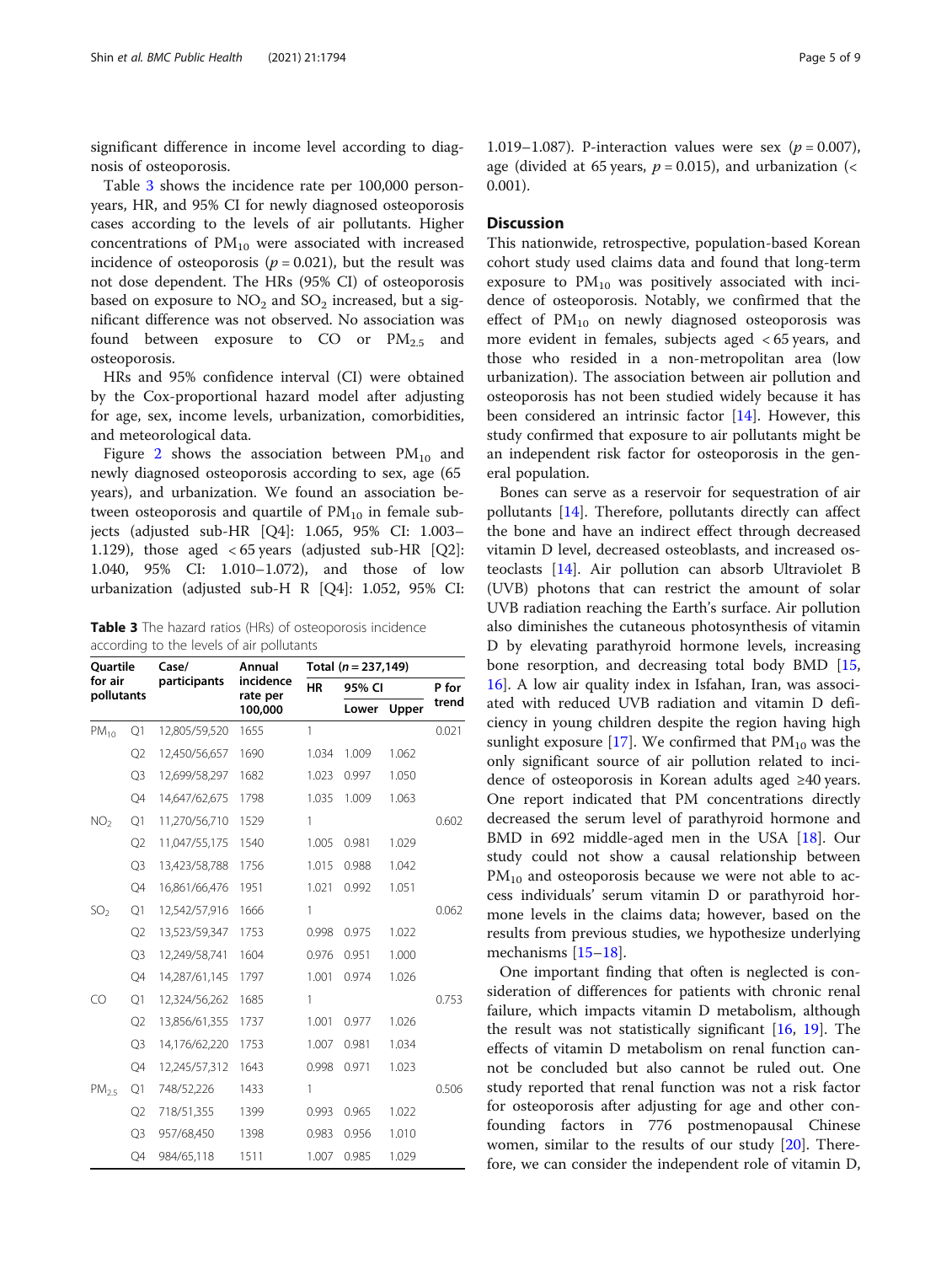significant difference in income level according to diagnosis of osteoporosis.

Table 3 shows the incidence rate per 100,000 person-years, HR, and 95% CI for newly diagnosed osteoporosis cases according to the levels of air pollutants. Higher concentrations of $PM_{10}$ were associated with increased incidence of osteoporosis ($p = 0.021$), but the result was not dose dependent. The HRs (95% CI) of osteoporosis based on exposure to $NO_2$ and $SO_2$ increased, but a significant difference was not observed. No association was found between exposure to CO or $PM_{2.5}$ and osteoporosis.

HRs and 95% confidence interval (CI) were obtained by the Cox-proportional hazard model after adjusting for age, sex, income levels, urbanization, comorbidities, and meteorological data.

Figure 2 shows the association between $PM_{10}$ and newly diagnosed osteoporosis according to sex, age (65 years), and urbanization. We found an association between osteoporosis and quartile of $PM_{10}$ in female subjects (adjusted sub-HR [Q4]: 1.065, 95% CI: 1.003–1.129), those aged < 65 years (adjusted sub-HR [Q2]: 1.040, 95% CI: 1.010–1.072), and those of low urbanization (adjusted sub-H R [Q4]: 1.052, 95% CI: 1.019–1.087). P-interaction values were sex ($p = 0.007$), age (divided at 65 years, $p = 0.015$), and urbanization (< 0.001).

**Table 3** The hazard ratios (HRs) of osteoporosis incidence according to the levels of air pollutants

| Quartile for air pollutants | | Case/ participants | Annual incidence rate per 100,000 | Total ($n = 237,149$) | | | |
|---|---|---|---|---|---|---|---|
| | | | | HR | 95% CI | | P for trend |
| | | | | | Lower | Upper | |
| $PM_{10}$ | Q1 | 12,805/59,520 | 1655 | 1 | | | 0.021 |
| | Q2 | 12,450/56,657 | 1690 | 1.034 | 1.009 | 1.062 | |
| | Q3 | 12,699/58,297 | 1682 | 1.023 | 0.997 | 1.050 | |
| | Q4 | 14,647/62,675 | 1798 | 1.035 | 1.009 | 1.063 | |
| $NO_2$ | Q1 | 11,270/56,710 | 1529 | 1 | | | 0.602 |
| | Q2 | 11,047/55,175 | 1540 | 1.005 | 0.981 | 1.029 | |
| | Q3 | 13,423/58,788 | 1756 | 1.015 | 0.988 | 1.042 | |
| | Q4 | 16,861/66,476 | 1951 | 1.021 | 0.992 | 1.051 | |
| $SO_2$ | Q1 | 12,542/57,916 | 1666 | 1 | | | 0.062 |
| | Q2 | 13,523/59,347 | 1753 | 0.998 | 0.975 | 1.022 | |
| | Q3 | 12,249/58,741 | 1604 | 0.976 | 0.951 | 1.000 | |
| | Q4 | 14,287/61,145 | 1797 | 1.001 | 0.974 | 1.026 | |
| CO | Q1 | 12,324/56,262 | 1685 | 1 | | | 0.753 |
| | Q2 | 13,856/61,355 | 1737 | 1.001 | 0.977 | 1.026 | |
| | Q3 | 14,176/62,220 | 1753 | 1.007 | 0.981 | 1.034 | |
| | Q4 | 12,245/57,312 | 1643 | 0.998 | 0.971 | 1.023 | |
| $PM_{2.5}$ | Q1 | 748/52,226 | 1433 | 1 | | | 0.506 |
| | Q2 | 718/51,355 | 1399 | 0.993 | 0.965 | 1.022 | |
| | Q3 | 957/68,450 | 1398 | 0.983 | 0.956 | 1.010 | |
| | Q4 | 984/65,118 | 1511 | 1.007 | 0.985 | 1.029 | |

## Discussion

This nationwide, retrospective, population-based Korean cohort study used claims data and found that long-term exposure to $PM_{10}$ was positively associated with incidence of osteoporosis. Notably, we confirmed that the effect of $PM_{10}$ on newly diagnosed osteoporosis was more evident in females, subjects aged < 65 years, and those who resided in a non-metropolitan area (low urbanization). The association between air pollution and osteoporosis has not been studied widely because it has been considered an intrinsic factor [14]. However, this study confirmed that exposure to air pollutants might be an independent risk factor for osteoporosis in the general population.

Bones can serve as a reservoir for sequestration of air pollutants [14]. Therefore, pollutants directly can affect the bone and have an indirect effect through decreased vitamin D level, decreased osteoblasts, and increased osteoclasts [14]. Air pollution can absorb Ultraviolet B (UVB) photons that can restrict the amount of solar UVB radiation reaching the Earth's surface. Air pollution also diminishes the cutaneous photosynthesis of vitamin D by elevating parathyroid hormone levels, increasing bone resorption, and decreasing total body BMD [15, 16]. A low air quality index in Isfahan, Iran, was associated with reduced UVB radiation and vitamin D deficiency in young children despite the region having high sunlight exposure [17]. We confirmed that $PM_{10}$ was the only significant source of air pollution related to incidence of osteoporosis in Korean adults aged ≥40 years. One report indicated that PM concentrations directly decreased the serum level of parathyroid hormone and BMD in 692 middle-aged men in the USA [18]. Our study could not show a causal relationship between $PM_{10}$ and osteoporosis because we were not able to access individuals' serum vitamin D or parathyroid hormone levels in the claims data; however, based on the results from previous studies, we hypothesize underlying mechanisms [15–18].

One important finding that often is neglected is consideration of differences for patients with chronic renal failure, which impacts vitamin D metabolism, although the result was not statistically significant [16, 19]. The effects of vitamin D metabolism on renal function cannot be concluded but also cannot be ruled out. One study reported that renal function was not a risk factor for osteoporosis after adjusting for age and other confounding factors in 776 postmenopausal Chinese women, similar to the results of our study [20]. Therefore, we can consider the independent role of vitamin D,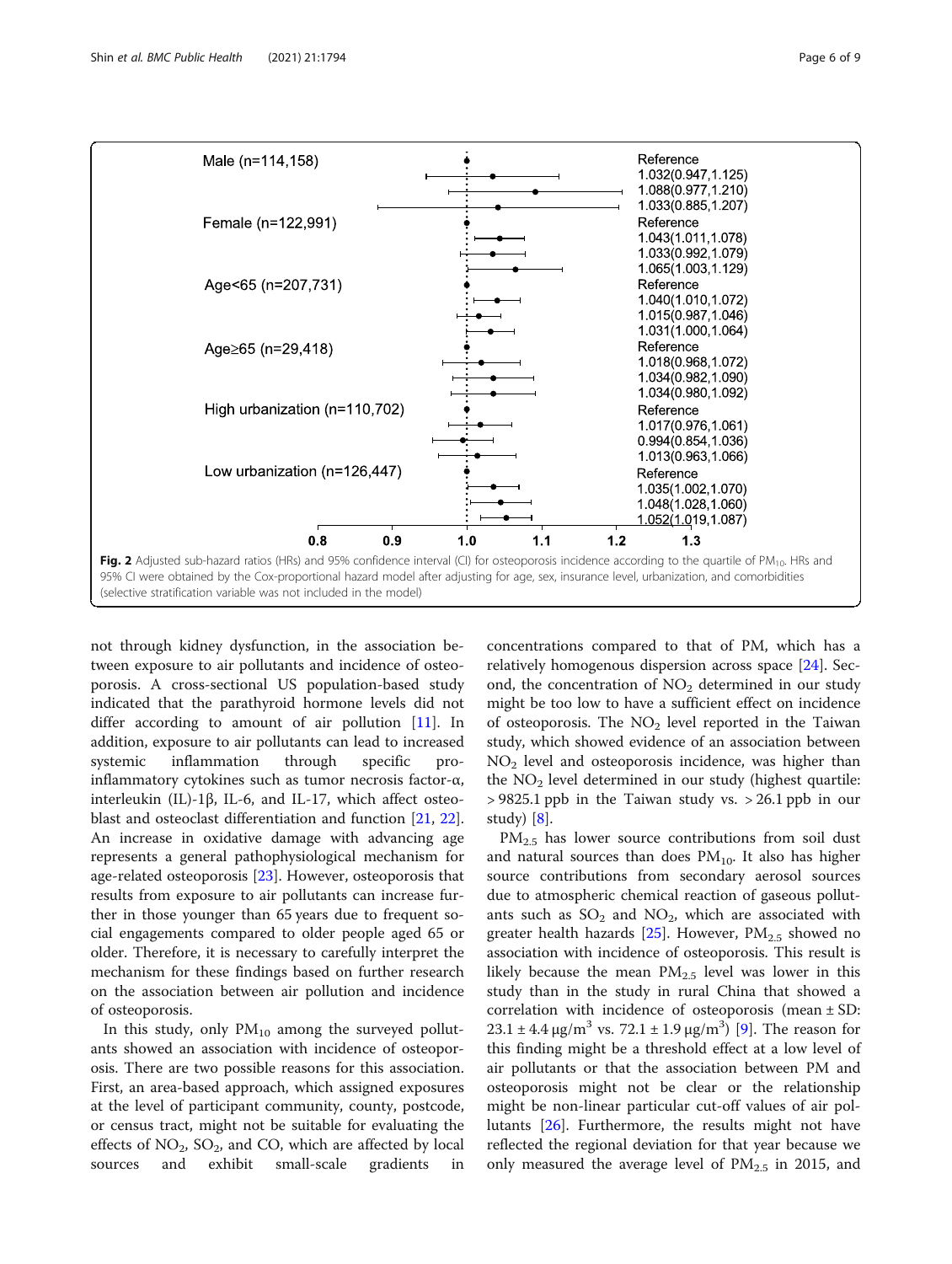| Group | HR (95% CI) |
| --- | --- |
| Male (n=114,158) | Reference |
| | 1.032(0.947,1.125) |
| | 1.088(0.977,1.210) |
| | 1.033(0.885,1.207) |
| Female (n=122,991) | Reference |
| | 1.043(1.011,1.078) |
| | 1.033(0.992,1.079) |
| | 1.065(1.003,1.129) |
| Age<65 (n=207,731) | Reference |
| | 1.040(1.010,1.072) |
| | 1.015(0.987,1.046) |
| | 1.031(1.000,1.064) |
| Age≥65 (n=29,418) | Reference |
| | 1.018(0.968,1.072) |
| | 1.034(0.982,1.090) |
| | 1.034(0.980,1.092) |
| High urbanization (n=110,702) | Reference |
| | 1.017(0.976,1.061) |
| | 0.994(0.854,1.036) |
| | 1.013(0.963,1.066) |
| Low urbanization (n=126,447) | Reference |
| | 1.035(1.002,1.070) |
| | 1.048(1.028,1.060) |
| | 1.052(1.019,1.087) |

**Fig. 2** Adjusted sub-hazard ratios (HRs) and 95% confidence interval (CI) for osteoporosis incidence according to the quartile of $PM_{10}$. HRs and 95% CI were obtained by the Cox-proportional hazard model after adjusting for age, sex, insurance level, urbanization, and comorbidities (selective stratification variable was not included in the model)

not through kidney dysfunction, in the association between exposure to air pollutants and incidence of osteoporosis. A cross-sectional US population-based study indicated that the parathyroid hormone levels did not differ according to amount of air pollution [11]. In addition, exposure to air pollutants can lead to increased systemic inflammation through specific pro-inflammatory cytokines such as tumor necrosis factor-α, interleukin (IL)-1β, IL-6, and IL-17, which affect osteoblast and osteoclast differentiation and function [21, 22]. An increase in oxidative damage with advancing age represents a general pathophysiological mechanism for age-related osteoporosis [23]. However, osteoporosis that results from exposure to air pollutants can increase further in those younger than 65 years due to frequent social engagements compared to older people aged 65 or older. Therefore, it is necessary to carefully interpret the mechanism for these findings based on further research on the association between air pollution and incidence of osteoporosis.

In this study, only $PM_{10}$ among the surveyed pollutants showed an association with incidence of osteoporosis. There are two possible reasons for this association. First, an area-based approach, which assigned exposures at the level of participant community, county, postcode, or census tract, might not be suitable for evaluating the effects of $NO_2$, $SO_2$, and CO, which are affected by local sources and exhibit small-scale gradients in concentrations compared to that of PM, which has a relatively homogenous dispersion across space [24]. Second, the concentration of $NO_2$ determined in our study might be too low to have a sufficient effect on incidence of osteoporosis. The $NO_2$ level reported in the Taiwan study, which showed evidence of an association between $NO_2$ level and osteoporosis incidence, was higher than the $NO_2$ level determined in our study (highest quartile: > 9825.1 ppb in the Taiwan study vs. > 26.1 ppb in our study) [8].

$PM_{2.5}$ has lower source contributions from soil dust and natural sources than does $PM_{10}$. It also has higher source contributions from secondary aerosol sources due to atmospheric chemical reaction of gaseous pollutants such as $SO_2$ and $NO_2$, which are associated with greater health hazards [25]. However, $PM_{2.5}$ showed no association with incidence of osteoporosis. This result is likely because the mean $PM_{2.5}$ level was lower in this study than in the study in rural China that showed a correlation with incidence of osteoporosis (mean ± SD: $23.1 \pm 4.4\ \mu g/m^3$ vs. $72.1 \pm 1.9\ \mu g/m^3$) [9]. The reason for this finding might be a threshold effect at a low level of air pollutants or that the association between PM and osteoporosis might not be clear or the relationship might be non-linear particular cut-off values of air pollutants [26]. Furthermore, the results might not have reflected the regional deviation for that year because we only measured the average level of $PM_{2.5}$ in 2015, and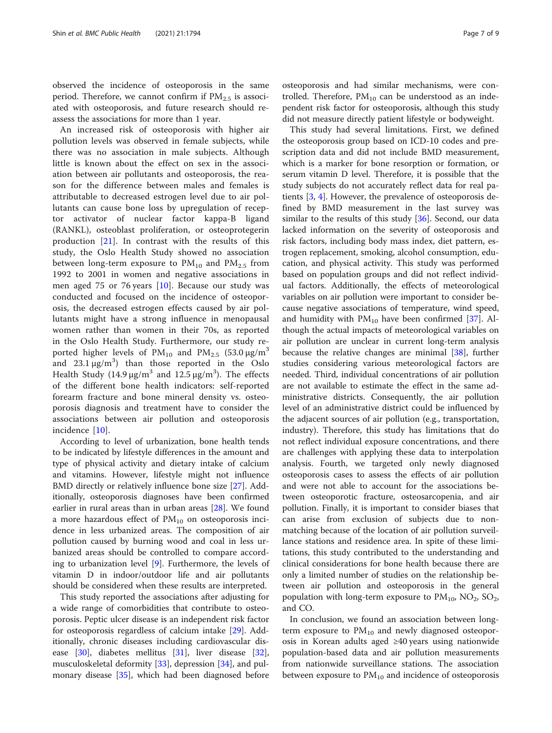observed the incidence of osteoporosis in the same period. Therefore, we cannot confirm if $PM_{2.5}$ is associated with osteoporosis, and future research should reassess the associations for more than 1 year.

An increased risk of osteoporosis with higher air pollution levels was observed in female subjects, while there was no association in male subjects. Although little is known about the effect on sex in the association between air pollutants and osteoporosis, the reason for the difference between males and females is attributable to decreased estrogen level due to air pollutants can cause bone loss by upregulation of receptor activator of nuclear factor kappa-B ligand (RANKL), osteoblast proliferation, or osteoprotegerin production [21]. In contrast with the results of this study, the Oslo Health Study showed no association between long-term exposure to $PM_{10}$ and $PM_{2.5}$ from 1992 to 2001 in women and negative associations in men aged 75 or 76 years [10]. Because our study was conducted and focused on the incidence of osteoporosis, the decreased estrogen effects caused by air pollutants might have a strong influence in menopausal women rather than women in their 70s, as reported in the Oslo Health Study. Furthermore, our study reported higher levels of $PM_{10}$ and $PM_{2.5}$ (53.0 μg/$m^3$ and 23.1 μg/$m^3$) than those reported in the Oslo Health Study (14.9 μg/$m^3$ and 12.5 μg/$m^3$). The effects of the different bone health indicators: self-reported forearm fracture and bone mineral density vs. osteoporosis diagnosis and treatment have to consider the associations between air pollution and osteoporosis incidence [10].

According to level of urbanization, bone health tends to be indicated by lifestyle differences in the amount and type of physical activity and dietary intake of calcium and vitamins. However, lifestyle might not influence BMD directly or relatively influence bone size [27]. Additionally, osteoporosis diagnoses have been confirmed earlier in rural areas than in urban areas [28]. We found a more hazardous effect of $PM_{10}$ on osteoporosis incidence in less urbanized areas. The composition of air pollution caused by burning wood and coal in less urbanized areas should be controlled to compare according to urbanization level [9]. Furthermore, the levels of vitamin D in indoor/outdoor life and air pollutants should be considered when these results are interpreted.

This study reported the associations after adjusting for a wide range of comorbidities that contribute to osteoporosis. Peptic ulcer disease is an independent risk factor for osteoporosis regardless of calcium intake [29]. Additionally, chronic diseases including cardiovascular disease [30], diabetes mellitus [31], liver disease [32], musculoskeletal deformity [33], depression [34], and pulmonary disease [35], which had been diagnosed before osteoporosis and had similar mechanisms, were controlled. Therefore, $PM_{10}$ can be understood as an independent risk factor for osteoporosis, although this study did not measure directly patient lifestyle or bodyweight.

This study had several limitations. First, we defined the osteoporosis group based on ICD-10 codes and prescription data and did not include BMD measurement, which is a marker for bone resorption or formation, or serum vitamin D level. Therefore, it is possible that the study subjects do not accurately reflect data for real patients [3, 4]. However, the prevalence of osteoporosis defined by BMD measurement in the last survey was similar to the results of this study [36]. Second, our data lacked information on the severity of osteoporosis and risk factors, including body mass index, diet pattern, estrogen replacement, smoking, alcohol consumption, education, and physical activity. This study was performed based on population groups and did not reflect individual factors. Additionally, the effects of meteorological variables on air pollution were important to consider because negative associations of temperature, wind speed, and humidity with $PM_{10}$ have been confirmed [37]. Although the actual impacts of meteorological variables on air pollution are unclear in current long-term analysis because the relative changes are minimal [38], further studies considering various meteorological factors are needed. Third, individual concentrations of air pollution are not available to estimate the effect in the same administrative districts. Consequently, the air pollution level of an administrative district could be influenced by the adjacent sources of air pollution (e.g., transportation, industry). Therefore, this study has limitations that do not reflect individual exposure concentrations, and there are challenges with applying these data to interpolation analysis. Fourth, we targeted only newly diagnosed osteoporosis cases to assess the effects of air pollution and were not able to account for the associations between osteoporotic fracture, osteosarcopenia, and air pollution. Finally, it is important to consider biases that can arise from exclusion of subjects due to non-matching because of the location of air pollution surveillance stations and residence area. In spite of these limitations, this study contributed to the understanding and clinical considerations for bone health because there are only a limited number of studies on the relationship between air pollution and osteoporosis in the general population with long-term exposure to $PM_{10}$, $NO_2$, $SO_2$, and CO.

In conclusion, we found an association between long-term exposure to $PM_{10}$ and newly diagnosed osteoporosis in Korean adults aged ≥40 years using nationwide population-based data and air pollution measurements from nationwide surveillance stations. The association between exposure to $PM_{10}$ and incidence of osteoporosis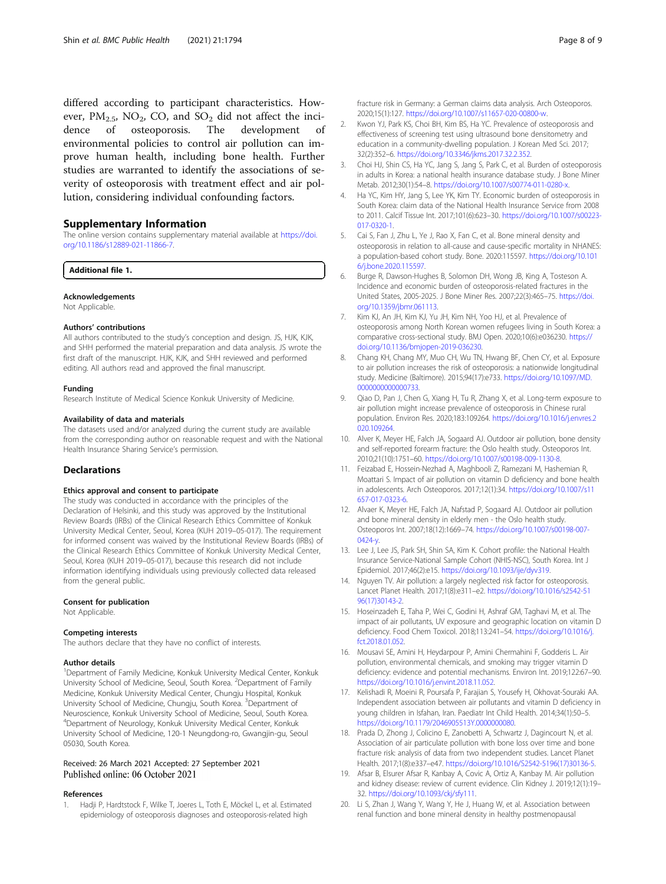differed according to participant characteristics. However, $PM_{2.5}$, $NO_2$, CO, and $SO_2$ did not affect the incidence of osteoporosis. The development of environmental policies to control air pollution can improve human health, including bone health. Further studies are warranted to identify the associations of severity of osteoporosis with treatment effect and air pollution, considering individual confounding factors.

## Supplementary Information

The online version contains supplementary material available at https://doi.org/10.1186/s12889-021-11866-7.

**Additional file 1.**

### Acknowledgements

Not Applicable.

### Authors' contributions

All authors contributed to the study's conception and design. JS, HJK, KJK, and SHH performed the material preparation and data analysis. JS wrote the first draft of the manuscript. HJK, KJK, and SHH reviewed and performed editing. All authors read and approved the final manuscript.

### Funding

Research Institute of Medical Science Konkuk University of Medicine.

### Availability of data and materials

The datasets used and/or analyzed during the current study are available from the corresponding author on reasonable request and with the National Health Insurance Sharing Service's permission.

## Declarations

### Ethics approval and consent to participate

The study was conducted in accordance with the principles of the Declaration of Helsinki, and this study was approved by the Institutional Review Boards (IRBs) of the Clinical Research Ethics Committee of Konkuk University Medical Center, Seoul, Korea (KUH 2019–05-017). The requirement for informed consent was waived by the Institutional Review Boards (IRBs) of the Clinical Research Ethics Committee of Konkuk University Medical Center, Seoul, Korea (KUH 2019–05-017), because this research did not include information identifying individuals using previously collected data released from the general public.

### Consent for publication

Not Applicable.

### Competing interests

The authors declare that they have no conflict of interests.

### Author details

[1]Department of Family Medicine, Konkuk University Medical Center, Konkuk University School of Medicine, Seoul, South Korea. [2]Department of Family Medicine, Konkuk University Medical Center, Chungju Hospital, Konkuk University School of Medicine, Chungju, South Korea. [3]Department of Neuroscience, Konkuk University School of Medicine, Seoul, South Korea. [4]Department of Neurology, Konkuk University Medical Center, Konkuk University School of Medicine, 120-1 Neungdong-ro, Gwangjin-gu, Seoul 05030, South Korea.

Received: 26 March 2021 Accepted: 27 September 2021
Published online: 06 October 2021

## References

1. Hadji P, Hardtstock F, Wilke T, Joeres L, Toth E, Möckel L, et al. Estimated epidemiology of osteoporosis diagnoses and osteoporosis-related high fracture risk in Germany: a German claims data analysis. Arch Osteoporos. 2020;15(1):127. https://doi.org/10.1007/s11657-020-00800-w.
2. Kwon YJ, Park KS, Choi BH, Kim BS, Ha YC. Prevalence of osteoporosis and effectiveness of screening test using ultrasound bone densitometry and education in a community-dwelling population. J Korean Med Sci. 2017; 32(2):352–6. https://doi.org/10.3346/jkms.2017.32.2.352.
3. Choi HJ, Shin CS, Ha YC, Jang S, Jang S, Park C, et al. Burden of osteoporosis in adults in Korea: a national health insurance database study. J Bone Miner Metab. 2012;30(1):54–8. https://doi.org/10.1007/s00774-011-0280-x.
4. Ha YC, Kim HY, Jang S, Lee YK, Kim TY. Economic burden of osteoporosis in South Korea: claim data of the National Health Insurance Service from 2008 to 2011. Calcif Tissue Int. 2017;101(6):623–30. https://doi.org/10.1007/s00223-017-0320-1.
5. Cai S, Fan J, Zhu L, Ye J, Rao X, Fan C, et al. Bone mineral density and osteoporosis in relation to all-cause and cause-specific mortality in NHANES: a population-based cohort study. Bone. 2020:115597. https://doi.org/10.1016/j.bone.2020.115597.
6. Burge R, Dawson-Hughes B, Solomon DH, Wong JB, King A, Tosteson A. Incidence and economic burden of osteoporosis-related fractures in the United States, 2005-2025. J Bone Miner Res. 2007;22(3):465–75. https://doi.org/10.1359/jbmr.061113.
7. Kim KJ, An JH, Kim KJ, Yu JH, Kim NH, Yoo HJ, et al. Prevalence of osteoporosis among North Korean women refugees living in South Korea: a comparative cross-sectional study. BMJ Open. 2020;10(6):e036230. https://doi.org/10.1136/bmjopen-2019-036230.
8. Chang KH, Chang MY, Muo CH, Wu TN, Hwang BF, Chen CY, et al. Exposure to air pollution increases the risk of osteoporosis: a nationwide longitudinal study. Medicine (Baltimore). 2015;94(17):e733. https://doi.org/10.1097/MD.0000000000000733.
9. Qiao D, Pan J, Chen G, Xiang H, Tu R, Zhang X, et al. Long-term exposure to air pollution might increase prevalence of osteoporosis in Chinese rural population. Environ Res. 2020;183:109264. https://doi.org/10.1016/j.envres.2020.109264.
10. Alver K, Meyer HE, Falch JA, Sogaard AJ. Outdoor air pollution, bone density and self-reported forearm fracture: the Oslo health study. Osteoporos Int. 2010;21(10):1751–60. https://doi.org/10.1007/s00198-009-1130-8.
11. Feizabad E, Hossein-Nezhad A, Maghbooli Z, Ramezani M, Hashemian R, Moattari S. Impact of air pollution on vitamin D deficiency and bone health in adolescents. Arch Osteoporos. 2017;12(1):34. https://doi.org/10.1007/s11657-017-0323-6.
12. Alvaer K, Meyer HE, Falch JA, Nafstad P, Sogaard AJ. Outdoor air pollution and bone mineral density in elderly men - the Oslo health study. Osteoporos Int. 2007;18(12):1669–74. https://doi.org/10.1007/s00198-007-0424-y.
13. Lee J, Lee JS, Park SH, Shin SA, Kim K. Cohort profile: the National Health Insurance Service-National Sample Cohort (NHIS-NSC), South Korea. Int J Epidemiol. 2017;46(2):e15. https://doi.org/10.1093/ije/dyv319.
14. Nguyen TV. Air pollution: a largely neglected risk factor for osteoporosis. Lancet Planet Health. 2017;1(8):e311–e2. https://doi.org/10.1016/s2542-5196(17)30143-2.
15. Hoseinzadeh E, Taha P, Wei C, Godini H, Ashraf GM, Taghavi M, et al. The impact of air pollutants, UV exposure and geographic location on vitamin D deficiency. Food Chem Toxicol. 2018;113:241–54. https://doi.org/10.1016/j.fct.2018.01.052.
16. Mousavi SE, Amini H, Heydarpour P, Amini Chermahini F, Godderis L. Air pollution, environmental chemicals, and smoking may trigger vitamin D deficiency: evidence and potential mechanisms. Environ Int. 2019;122:67–90. https://doi.org/10.1016/j.envint.2018.11.052.
17. Kelishadi R, Moeini R, Poursafa P, Farajian S, Yousefy H, Okhovat-Souraki AA. Independent association between air pollutants and vitamin D deficiency in young children in Isfahan, Iran. Paediatr Int Child Health. 2014;34(1):50–5. https://doi.org/10.1179/2046905513Y.0000000080.
18. Prada D, Zhong J, Colicino E, Zanobetti A, Schwartz J, Dagincourt N, et al. Association of air particulate pollution with bone loss over time and bone fracture risk: analysis of data from two independent studies. Lancet Planet Health. 2017;1(8):e337–e47. https://doi.org/10.1016/S2542-5196(17)30136-5.
19. Afsar B, Elsurer Afsar R, Kanbay A, Covic A, Ortiz A, Kanbay M. Air pollution and kidney disease: review of current evidence. Clin Kidney J. 2019;12(1):19–32. https://doi.org/10.1093/ckj/sfy111.
20. Li S, Zhan J, Wang Y, Wang Y, He J, Huang W, et al. Association between renal function and bone mineral density in healthy postmenopausal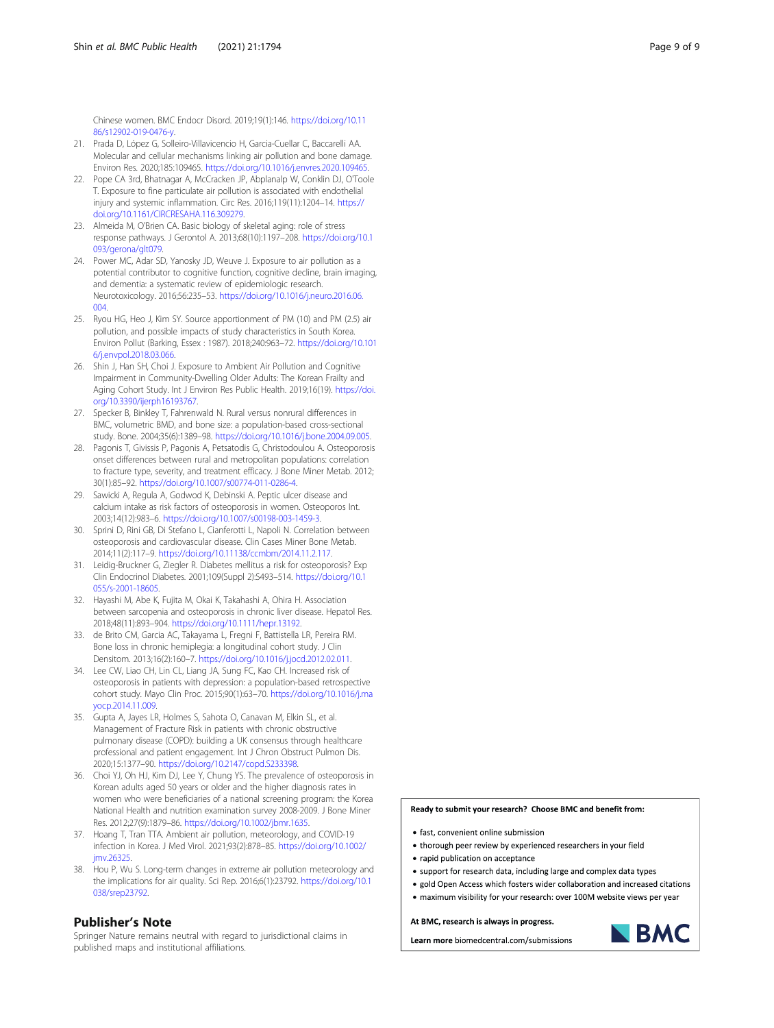Chinese women. BMC Endocr Disord. 2019;19(1):146. https://doi.org/10.1186/s12902-019-0476-y.

21. Prada D, López G, Solleiro-Villavicencio H, Garcia-Cuellar C, Baccarelli AA. Molecular and cellular mechanisms linking air pollution and bone damage. Environ Res. 2020;185:109465. https://doi.org/10.1016/j.envres.2020.109465.
22. Pope CA 3rd, Bhatnagar A, McCracken JP, Abplanalp W, Conklin DJ, O'Toole T. Exposure to fine particulate air pollution is associated with endothelial injury and systemic inflammation. Circ Res. 2016;119(11):1204–14. https://doi.org/10.1161/CIRCRESAHA.116.309279.
23. Almeida M, O'Brien CA. Basic biology of skeletal aging: role of stress response pathways. J Gerontol A. 2013;68(10):1197–208. https://doi.org/10.1093/gerona/glt079.
24. Power MC, Adar SD, Yanosky JD, Weuve J. Exposure to air pollution as a potential contributor to cognitive function, cognitive decline, brain imaging, and dementia: a systematic review of epidemiologic research. Neurotoxicology. 2016;56:235–53. https://doi.org/10.1016/j.neuro.2016.06.004.
25. Ryou HG, Heo J, Kim SY. Source apportionment of PM (10) and PM (2.5) air pollution, and possible impacts of study characteristics in South Korea. Environ Pollut (Barking, Essex : 1987). 2018;240:963–72. https://doi.org/10.1016/j.envpol.2018.03.066.
26. Shin J, Han SH, Choi J. Exposure to Ambient Air Pollution and Cognitive Impairment in Community-Dwelling Older Adults: The Korean Frailty and Aging Cohort Study. Int J Environ Res Public Health. 2019;16(19). https://doi.org/10.3390/ijerph16193767.
27. Specker B, Binkley T, Fahrenwald N. Rural versus nonrural differences in BMC, volumetric BMD, and bone size: a population-based cross-sectional study. Bone. 2004;35(6):1389–98. https://doi.org/10.1016/j.bone.2004.09.005.
28. Pagonis T, Givissis P, Pagonis A, Petsatodis G, Christodoulou A. Osteoporosis onset differences between rural and metropolitan populations: correlation to fracture type, severity, and treatment efficacy. J Bone Miner Metab. 2012;30(1):85–92. https://doi.org/10.1007/s00774-011-0286-4.
29. Sawicki A, Regula A, Godwod K, Debinski A. Peptic ulcer disease and calcium intake as risk factors of osteoporosis in women. Osteoporos Int. 2003;14(12):983–6. https://doi.org/10.1007/s00198-003-1459-3.
30. Sprini D, Rini GB, Di Stefano L, Cianferotti L, Napoli N. Correlation between osteoporosis and cardiovascular disease. Clin Cases Miner Bone Metab. 2014;11(2):117–9. https://doi.org/10.11138/ccmbm/2014.11.2.117.
31. Leidig-Bruckner G, Ziegler R. Diabetes mellitus a risk for osteoporosis? Exp Clin Endocrinol Diabetes. 2001;109(Suppl 2):S493–514. https://doi.org/10.1055/s-2001-18605.
32. Hayashi M, Abe K, Fujita M, Okai K, Takahashi A, Ohira H. Association between sarcopenia and osteoporosis in chronic liver disease. Hepatol Res. 2018;48(11):893–904. https://doi.org/10.1111/hepr.13192.
33. de Brito CM, Garcia AC, Takayama L, Fregni F, Battistella LR, Pereira RM. Bone loss in chronic hemiplegia: a longitudinal cohort study. J Clin Densitom. 2013;16(2):160–7. https://doi.org/10.1016/j.jocd.2012.02.011.
34. Lee CW, Liao CH, Lin CL, Liang JA, Sung FC, Kao CH. Increased risk of osteoporosis in patients with depression: a population-based retrospective cohort study. Mayo Clin Proc. 2015;90(1):63–70. https://doi.org/10.1016/j.mayocp.2014.11.009.
35. Gupta A, Jayes LR, Holmes S, Sahota O, Canavan M, Elkin SL, et al. Management of Fracture Risk in patients with chronic obstructive pulmonary disease (COPD): building a UK consensus through healthcare professional and patient engagement. Int J Chron Obstruct Pulmon Dis. 2020;15:1377–90. https://doi.org/10.2147/copd.S233398.
36. Choi YJ, Oh HJ, Kim DJ, Lee Y, Chung YS. The prevalence of osteoporosis in Korean adults aged 50 years or older and the higher diagnosis rates in women who were beneficiaries of a national screening program: the Korea National Health and nutrition examination survey 2008-2009. J Bone Miner Res. 2012;27(9):1879–86. https://doi.org/10.1002/jbmr.1635.
37. Hoang T, Tran TTA. Ambient air pollution, meteorology, and COVID-19 infection in Korea. J Med Virol. 2021;93(2):878–85. https://doi.org/10.1002/jmv.26325.
38. Hou P, Wu S. Long-term changes in extreme air pollution meteorology and the implications for air quality. Sci Rep. 2016;6(1):23792. https://doi.org/10.1038/srep23792.

## Publisher's Note

Springer Nature remains neutral with regard to jurisdictional claims in published maps and institutional affiliations.

**Ready to submit your research? Choose BMC and benefit from:**

- fast, convenient online submission
- thorough peer review by experienced researchers in your field
- rapid publication on acceptance
- support for research data, including large and complex data types
- gold Open Access which fosters wider collaboration and increased citations
- maximum visibility for your research: over 100M website views per year

**At BMC, research is always in progress.**

**Learn more** biomedcentral.com/submissions